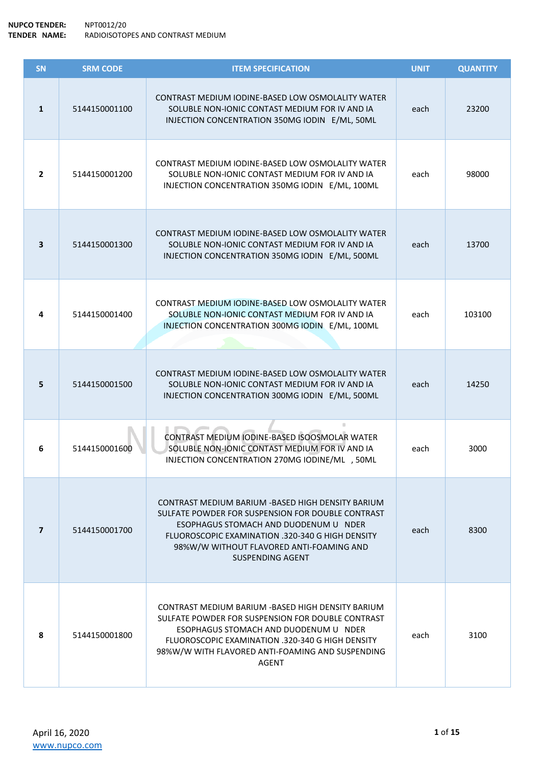**NUPCO TENDER:** NPT0012/20
**TENDER NAME:** RADIOISOTOPES AND CONTRAST MEDIUM

| SN | SRM CODE | ITEM SPECIFICATION | UNIT | QUANTITY |
|---|---|---|---|---|
| **1** | 5144150001100 | CONTRAST MEDIUM IODINE-BASED LOW OSMOLALITY WATER SOLUBLE NON-IONIC CONTAST MEDIUM FOR IV AND IA INJECTION CONCENTRATION 350MG IODIN E/ML, 50ML | each | 23200 |
| **2** | 5144150001200 | CONTRAST MEDIUM IODINE-BASED LOW OSMOLALITY WATER SOLUBLE NON-IONIC CONTAST MEDIUM FOR IV AND IA INJECTION CONCENTRATION 350MG IODIN E/ML, 100ML | each | 98000 |
| **3** | 5144150001300 | CONTRAST MEDIUM IODINE-BASED LOW OSMOLALITY WATER SOLUBLE NON-IONIC CONTAST MEDIUM FOR IV AND IA INJECTION CONCENTRATION 350MG IODIN E/ML, 500ML | each | 13700 |
| **4** | 5144150001400 | CONTRAST MEDIUM IODINE-BASED LOW OSMOLALITY WATER SOLUBLE NON-IONIC CONTAST MEDIUM FOR IV AND IA INJECTION CONCENTRATION 300MG IODIN E/ML, 100ML | each | 103100 |
| **5** | 5144150001500 | CONTRAST MEDIUM IODINE-BASED LOW OSMOLALITY WATER SOLUBLE NON-IONIC CONTAST MEDIUM FOR IV AND IA INJECTION CONCENTRATION 300MG IODIN E/ML, 500ML | each | 14250 |
| **6** | 5144150001600 | CONTRAST MEDIUM IODINE-BASED ISOOSMOLAR WATER SOLUBLE NON-IONIC CONTAST MEDIUM FOR IV AND IA INJECTION CONCENTRATION 270MG IODINE/ML , 50ML | each | 3000 |
| **7** | 5144150001700 | CONTRAST MEDIUM BARIUM -BASED HIGH DENSITY BARIUM SULFATE POWDER FOR SUSPENSION FOR DOUBLE CONTRAST ESOPHAGUS STOMACH AND DUODENUM U NDER FLUOROSCOPIC EXAMINATION .320-340 G HIGH DENSITY 98%W/W WITHOUT FLAVORED ANTI-FOAMING AND SUSPENDING AGENT | each | 8300 |
| **8** | 5144150001800 | CONTRAST MEDIUM BARIUM -BASED HIGH DENSITY BARIUM SULFATE POWDER FOR SUSPENSION FOR DOUBLE CONTRAST ESOPHAGUS STOMACH AND DUODENUM U NDER FLUOROSCOPIC EXAMINATION .320-340 G HIGH DENSITY 98%W/W WITH FLAVORED ANTI-FOAMING AND SUSPENDING AGENT | each | 3100 |

April 16, 2020
www.nupco.com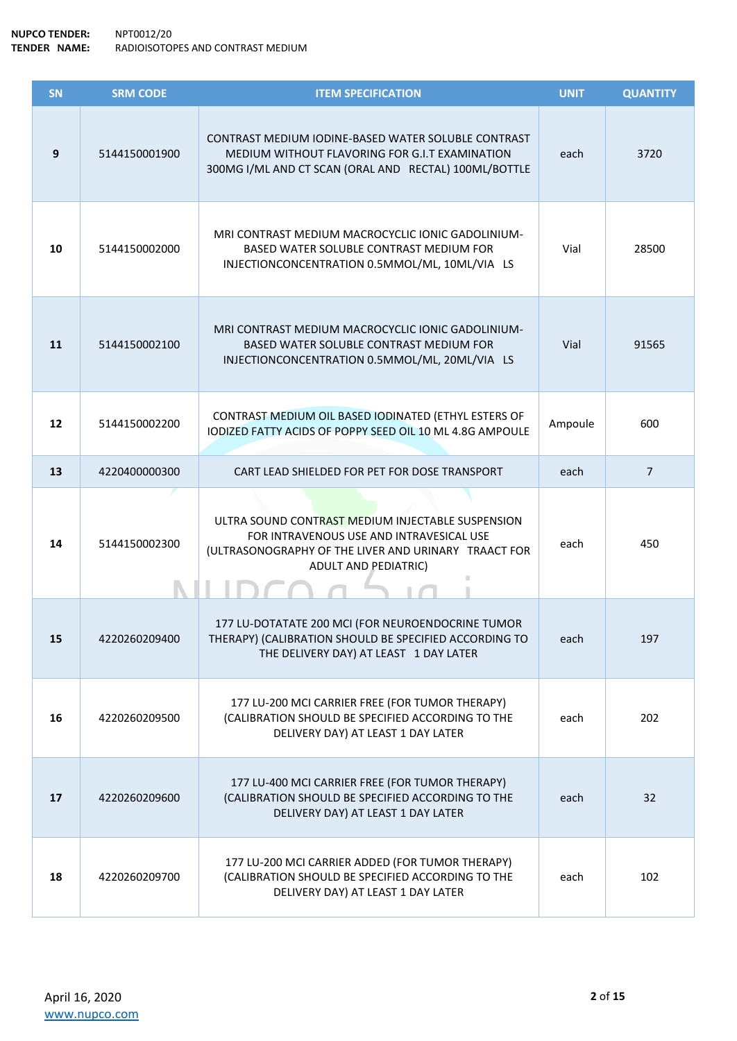**NUPCO TENDER:** NPT0012/20
**TENDER NAME:** RADIOISOTOPES AND CONTRAST MEDIUM

| SN | SRM CODE | ITEM SPECIFICATION | UNIT | QUANTITY |
|---|---|---|---|---|
| 9 | 5144150001900 | CONTRAST MEDIUM IODINE-BASED WATER SOLUBLE CONTRAST MEDIUM WITHOUT FLAVORING FOR G.I.T EXAMINATION 300MG I/ML AND CT SCAN (ORAL AND RECTAL) 100ML/BOTTLE | each | 3720 |
| 10 | 5144150002000 | MRI CONTRAST MEDIUM MACROCYCLIC IONIC GADOLINIUM-BASED WATER SOLUBLE CONTRAST MEDIUM FOR INJECTIONCONCENTRATION 0.5MMOL/ML, 10ML/VIA LS | Vial | 28500 |
| 11 | 5144150002100 | MRI CONTRAST MEDIUM MACROCYCLIC IONIC GADOLINIUM-BASED WATER SOLUBLE CONTRAST MEDIUM FOR INJECTIONCONCENTRATION 0.5MMOL/ML, 20ML/VIA LS | Vial | 91565 |
| 12 | 5144150002200 | CONTRAST MEDIUM OIL BASED IODINATED (ETHYL ESTERS OF IODIZED FATTY ACIDS OF POPPY SEED OIL 10 ML 4.8G AMPOULE | Ampoule | 600 |
| 13 | 4220400000300 | CART LEAD SHIELDED FOR PET FOR DOSE TRANSPORT | each | 7 |
| 14 | 5144150002300 | ULTRA SOUND CONTRAST MEDIUM INJECTABLE SUSPENSION FOR INTRAVENOUS USE AND INTRAVESICAL USE (ULTRASONOGRAPHY OF THE LIVER AND URINARY TRAACT FOR ADULT AND PEDIATRIC) | each | 450 |
| 15 | 4220260209400 | 177 LU-DOTATATE 200 MCI (FOR NEUROENDOCRINE TUMOR THERAPY) (CALIBRATION SHOULD BE SPECIFIED ACCORDING TO THE DELIVERY DAY) AT LEAST 1 DAY LATER | each | 197 |
| 16 | 4220260209500 | 177 LU-200 MCI CARRIER FREE (FOR TUMOR THERAPY) (CALIBRATION SHOULD BE SPECIFIED ACCORDING TO THE DELIVERY DAY) AT LEAST 1 DAY LATER | each | 202 |
| 17 | 4220260209600 | 177 LU-400 MCI CARRIER FREE (FOR TUMOR THERAPY) (CALIBRATION SHOULD BE SPECIFIED ACCORDING TO THE DELIVERY DAY) AT LEAST 1 DAY LATER | each | 32 |
| 18 | 4220260209700 | 177 LU-200 MCI CARRIER ADDED (FOR TUMOR THERAPY) (CALIBRATION SHOULD BE SPECIFIED ACCORDING TO THE DELIVERY DAY) AT LEAST 1 DAY LATER | each | 102 |

April 16, 2020
www.nupco.com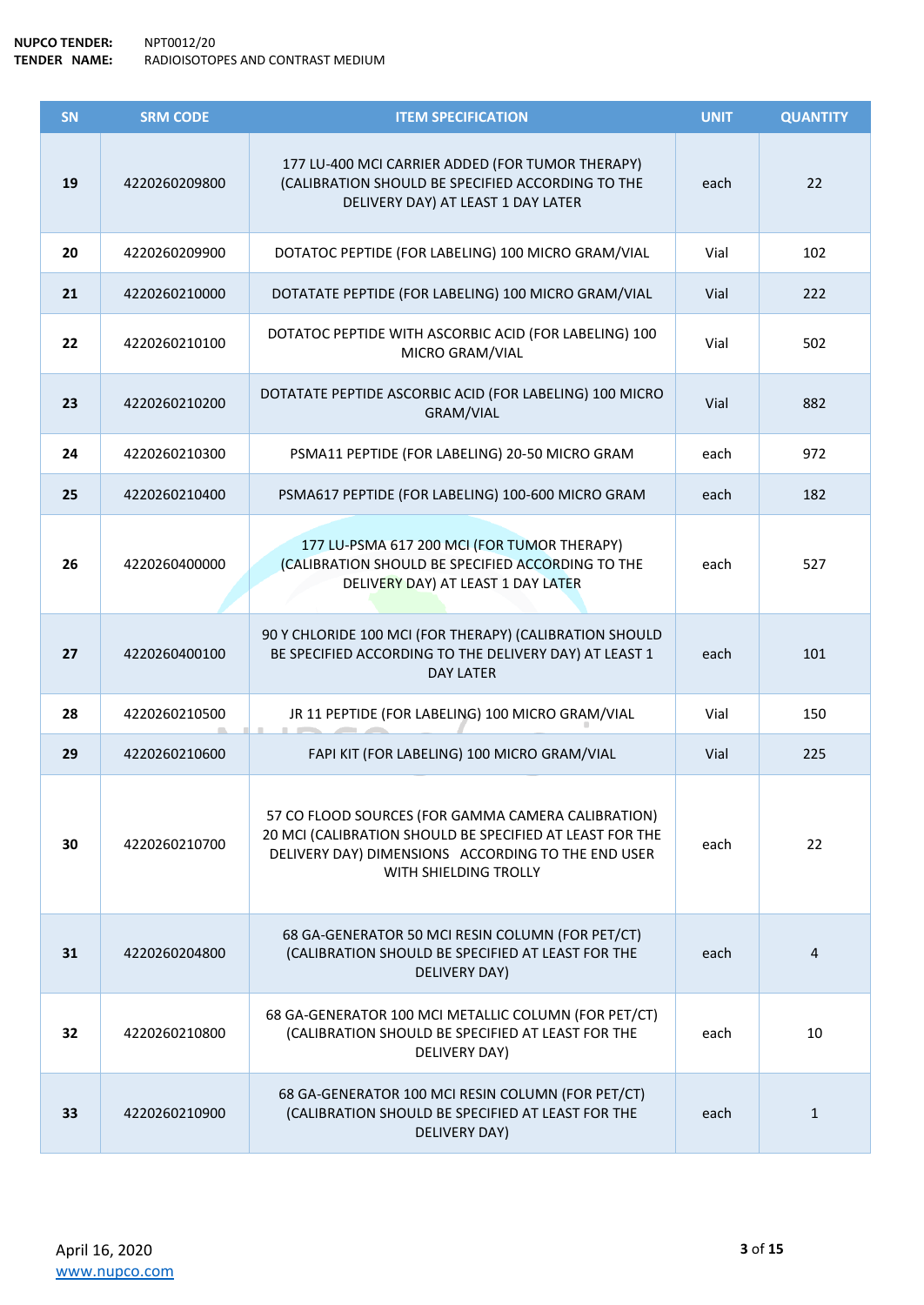**NUPCO TENDER:** NPT0012/20
**TENDER NAME:** RADIOISOTOPES AND CONTRAST MEDIUM

| SN | SRM CODE | ITEM SPECIFICATION | UNIT | QUANTITY |
|---|---|---|---|---|
| 19 | 4220260209800 | 177 LU-400 MCI CARRIER ADDED (FOR TUMOR THERAPY) (CALIBRATION SHOULD BE SPECIFIED ACCORDING TO THE DELIVERY DAY) AT LEAST 1 DAY LATER | each | 22 |
| 20 | 4220260209900 | DOTATOC PEPTIDE (FOR LABELING) 100 MICRO GRAM/VIAL | Vial | 102 |
| 21 | 4220260210000 | DOTATATE PEPTIDE (FOR LABELING) 100 MICRO GRAM/VIAL | Vial | 222 |
| 22 | 4220260210100 | DOTATOC PEPTIDE WITH ASCORBIC ACID (FOR LABELING) 100 MICRO GRAM/VIAL | Vial | 502 |
| 23 | 4220260210200 | DOTATATE PEPTIDE ASCORBIC ACID (FOR LABELING) 100 MICRO GRAM/VIAL | Vial | 882 |
| 24 | 4220260210300 | PSMA11 PEPTIDE (FOR LABELING) 20-50 MICRO GRAM | each | 972 |
| 25 | 4220260210400 | PSMA617 PEPTIDE (FOR LABELING) 100-600 MICRO GRAM | each | 182 |
| 26 | 4220260400000 | 177 LU-PSMA 617 200 MCI (FOR TUMOR THERAPY) (CALIBRATION SHOULD BE SPECIFIED ACCORDING TO THE DELIVERY DAY) AT LEAST 1 DAY LATER | each | 527 |
| 27 | 4220260400100 | 90 Y CHLORIDE 100 MCI (FOR THERAPY) (CALIBRATION SHOULD BE SPECIFIED ACCORDING TO THE DELIVERY DAY) AT LEAST 1 DAY LATER | each | 101 |
| 28 | 4220260210500 | JR 11 PEPTIDE (FOR LABELING) 100 MICRO GRAM/VIAL | Vial | 150 |
| 29 | 4220260210600 | FAPI KIT (FOR LABELING) 100 MICRO GRAM/VIAL | Vial | 225 |
| 30 | 4220260210700 | 57 CO FLOOD SOURCES (FOR GAMMA CAMERA CALIBRATION) 20 MCI (CALIBRATION SHOULD BE SPECIFIED AT LEAST FOR THE DELIVERY DAY) DIMENSIONS ACCORDING TO THE END USER WITH SHIELDING TROLLY | each | 22 |
| 31 | 4220260204800 | 68 GA-GENERATOR 50 MCI RESIN COLUMN (FOR PET/CT) (CALIBRATION SHOULD BE SPECIFIED AT LEAST FOR THE DELIVERY DAY) | each | 4 |
| 32 | 4220260210800 | 68 GA-GENERATOR 100 MCI METALLIC COLUMN (FOR PET/CT) (CALIBRATION SHOULD BE SPECIFIED AT LEAST FOR THE DELIVERY DAY) | each | 10 |
| 33 | 4220260210900 | 68 GA-GENERATOR 100 MCI RESIN COLUMN (FOR PET/CT) (CALIBRATION SHOULD BE SPECIFIED AT LEAST FOR THE DELIVERY DAY) | each | 1 |

April 16, 2020
www.nupco.com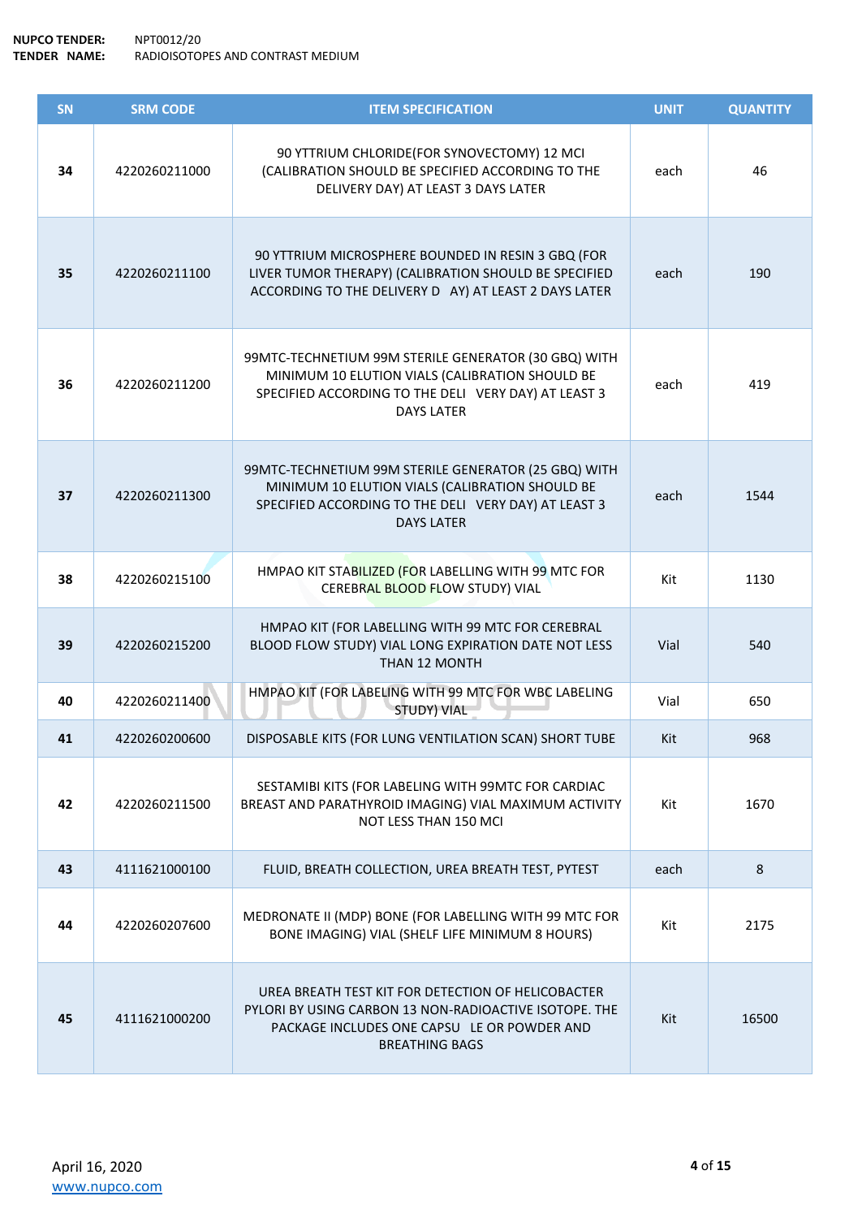**NUPCO TENDER:** NPT0012/20
**TENDER NAME:** RADIOISOTOPES AND CONTRAST MEDIUM

| SN | SRM CODE | ITEM SPECIFICATION | UNIT | QUANTITY |
|---|---|---|---|---|
| **34** | 4220260211000 | 90 YTTRIUM CHLORIDE(FOR SYNOVECTOMY) 12 MCI (CALIBRATION SHOULD BE SPECIFIED ACCORDING TO THE DELIVERY DAY) AT LEAST 3 DAYS LATER | each | 46 |
| **35** | 4220260211100 | 90 YTTRIUM MICROSPHERE BOUNDED IN RESIN 3 GBQ (FOR LIVER TUMOR THERAPY) (CALIBRATION SHOULD BE SPECIFIED ACCORDING TO THE DELIVERY D AY) AT LEAST 2 DAYS LATER | each | 190 |
| **36** | 4220260211200 | 99MTC-TECHNETIUM 99M STERILE GENERATOR (30 GBQ) WITH MINIMUM 10 ELUTION VIALS (CALIBRATION SHOULD BE SPECIFIED ACCORDING TO THE DELI VERY DAY) AT LEAST 3 DAYS LATER | each | 419 |
| **37** | 4220260211300 | 99MTC-TECHNETIUM 99M STERILE GENERATOR (25 GBQ) WITH MINIMUM 10 ELUTION VIALS (CALIBRATION SHOULD BE SPECIFIED ACCORDING TO THE DELI VERY DAY) AT LEAST 3 DAYS LATER | each | 1544 |
| **38** | 4220260215100 | HMPAO KIT STABILIZED (FOR LABELLING WITH 99 MTC FOR CEREBRAL BLOOD FLOW STUDY) VIAL | Kit | 1130 |
| **39** | 4220260215200 | HMPAO KIT (FOR LABELLING WITH 99 MTC FOR CEREBRAL BLOOD FLOW STUDY) VIAL LONG EXPIRATION DATE NOT LESS THAN 12 MONTH | Vial | 540 |
| **40** | 4220260211400 | HMPAO KIT (FOR LABELING WITH 99 MTC FOR WBC LABELING STUDY) VIAL | Vial | 650 |
| **41** | 4220260200600 | DISPOSABLE KITS (FOR LUNG VENTILATION SCAN) SHORT TUBE | Kit | 968 |
| **42** | 4220260211500 | SESTAMIBI KITS (FOR LABELING WITH 99MTC FOR CARDIAC BREAST AND PARATHYROID IMAGING) VIAL MAXIMUM ACTIVITY NOT LESS THAN 150 MCI | Kit | 1670 |
| **43** | 4111621000100 | FLUID, BREATH COLLECTION, UREA BREATH TEST, PYTEST | each | 8 |
| **44** | 4220260207600 | MEDRONATE II (MDP) BONE (FOR LABELLING WITH 99 MTC FOR BONE IMAGING) VIAL (SHELF LIFE MINIMUM 8 HOURS) | Kit | 2175 |
| **45** | 4111621000200 | UREA BREATH TEST KIT FOR DETECTION OF HELICOBACTER PYLORI BY USING CARBON 13 NON-RADIOACTIVE ISOTOPE. THE PACKAGE INCLUDES ONE CAPSU LE OR POWDER AND BREATHING BAGS | Kit | 16500 |

April 16, 2020
www.nupco.com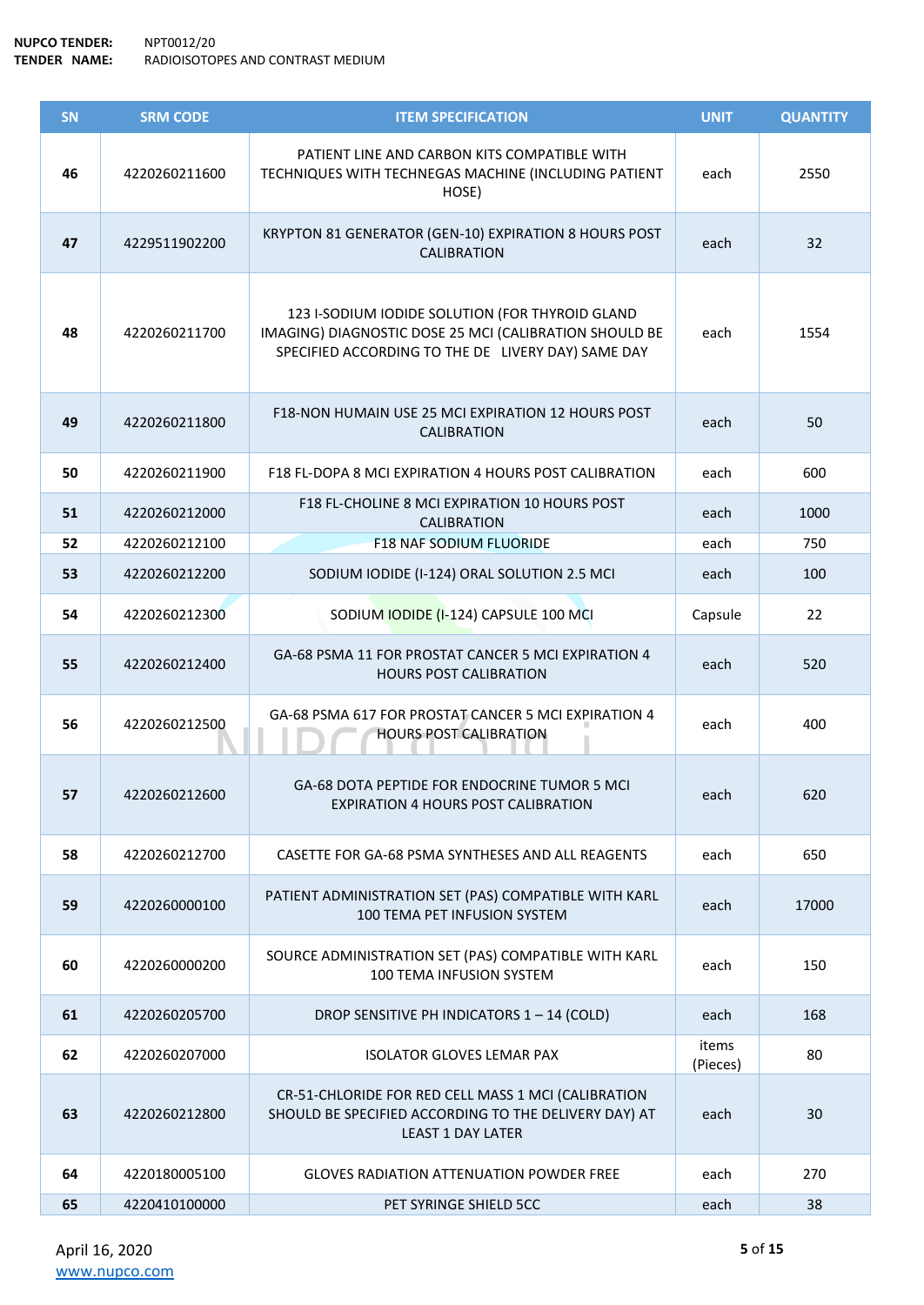**NUPCO TENDER:** NPT0012/20
**TENDER NAME:** RADIOISOTOPES AND CONTRAST MEDIUM

| SN | SRM CODE | ITEM SPECIFICATION | UNIT | QUANTITY |
|---|---|---|---|---|
| 46 | 4220260211600 | PATIENT LINE AND CARBON KITS COMPATIBLE WITH TECHNIQUES WITH TECHNEGAS MACHINE (INCLUDING PATIENT HOSE) | each | 2550 |
| 47 | 4229511902200 | KRYPTON 81 GENERATOR (GEN-10) EXPIRATION 8 HOURS POST CALIBRATION | each | 32 |
| 48 | 4220260211700 | 123 I-SODIUM IODIDE SOLUTION (FOR THYROID GLAND IMAGING) DIAGNOSTIC DOSE 25 MCI (CALIBRATION SHOULD BE SPECIFIED ACCORDING TO THE DE LIVERY DAY) SAME DAY | each | 1554 |
| 49 | 4220260211800 | F18-NON HUMAIN USE 25 MCI EXPIRATION 12 HOURS POST CALIBRATION | each | 50 |
| 50 | 4220260211900 | F18 FL-DOPA 8 MCI EXPIRATION 4 HOURS POST CALIBRATION | each | 600 |
| 51 | 4220260212000 | F18 FL-CHOLINE 8 MCI EXPIRATION 10 HOURS POST CALIBRATION | each | 1000 |
| 52 | 4220260212100 | F18 NAF SODIUM FLUORIDE | each | 750 |
| 53 | 4220260212200 | SODIUM IODIDE (I-124) ORAL SOLUTION 2.5 MCI | each | 100 |
| 54 | 4220260212300 | SODIUM IODIDE (I-124) CAPSULE 100 MCI | Capsule | 22 |
| 55 | 4220260212400 | GA-68 PSMA 11 FOR PROSTAT CANCER 5 MCI EXPIRATION 4 HOURS POST CALIBRATION | each | 520 |
| 56 | 4220260212500 | GA-68 PSMA 617 FOR PROSTAT CANCER 5 MCI EXPIRATION 4 HOURS POST CALIBRATION | each | 400 |
| 57 | 4220260212600 | GA-68 DOTA PEPTIDE FOR ENDOCRINE TUMOR 5 MCI EXPIRATION 4 HOURS POST CALIBRATION | each | 620 |
| 58 | 4220260212700 | CASETTE FOR GA-68 PSMA SYNTHESES AND ALL REAGENTS | each | 650 |
| 59 | 4220260000100 | PATIENT ADMINISTRATION SET (PAS) COMPATIBLE WITH KARL 100 TEMA PET INFUSION SYSTEM | each | 17000 |
| 60 | 4220260000200 | SOURCE ADMINISTRATION SET (PAS) COMPATIBLE WITH KARL 100 TEMA INFUSION SYSTEM | each | 150 |
| 61 | 4220260205700 | DROP SENSITIVE PH INDICATORS 1 – 14 (COLD) | each | 168 |
| 62 | 4220260207000 | ISOLATOR GLOVES LEMAR PAX | items (Pieces) | 80 |
| 63 | 4220260212800 | CR-51-CHLORIDE FOR RED CELL MASS 1 MCI (CALIBRATION SHOULD BE SPECIFIED ACCORDING TO THE DELIVERY DAY) AT LEAST 1 DAY LATER | each | 30 |
| 64 | 4220180005100 | GLOVES RADIATION ATTENUATION POWDER FREE | each | 270 |
| 65 | 4220410100000 | PET SYRINGE SHIELD 5CC | each | 38 |

April 16, 2020
www.nupco.com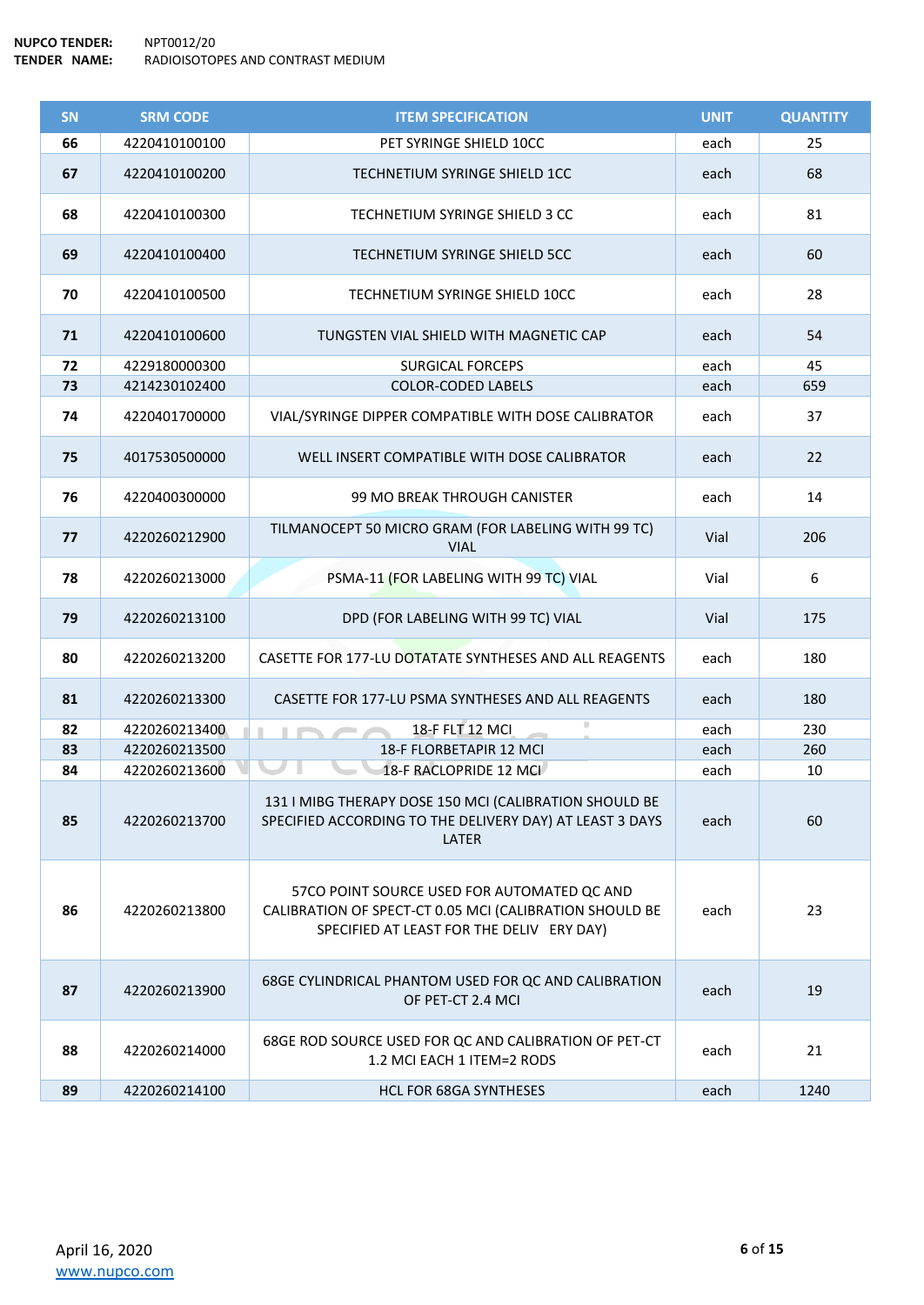**NUPCO TENDER:** NPT0012/20
**TENDER NAME:** RADIOISOTOPES AND CONTRAST MEDIUM

| SN | SRM CODE | ITEM SPECIFICATION | UNIT | QUANTITY |
|---|---|---|---|---|
| 66 | 4220410100100 | PET SYRINGE SHIELD 10CC | each | 25 |
| 67 | 4220410100200 | TECHNETIUM SYRINGE SHIELD 1CC | each | 68 |
| 68 | 4220410100300 | TECHNETIUM SYRINGE SHIELD 3 CC | each | 81 |
| 69 | 4220410100400 | TECHNETIUM SYRINGE SHIELD 5CC | each | 60 |
| 70 | 4220410100500 | TECHNETIUM SYRINGE SHIELD 10CC | each | 28 |
| 71 | 4220410100600 | TUNGSTEN VIAL SHIELD WITH MAGNETIC CAP | each | 54 |
| 72 | 4229180000300 | SURGICAL FORCEPS | each | 45 |
| 73 | 4214230102400 | COLOR-CODED LABELS | each | 659 |
| 74 | 4220401700000 | VIAL/SYRINGE DIPPER COMPATIBLE WITH DOSE CALIBRATOR | each | 37 |
| 75 | 4017530500000 | WELL INSERT COMPATIBLE WITH DOSE CALIBRATOR | each | 22 |
| 76 | 4220400300000 | 99 MO BREAK THROUGH CANISTER | each | 14 |
| 77 | 4220260212900 | TILMANOCEPT 50 MICRO GRAM (FOR LABELING WITH 99 TC) VIAL | Vial | 206 |
| 78 | 4220260213000 | PSMA-11 (FOR LABELING WITH 99 TC) VIAL | Vial | 6 |
| 79 | 4220260213100 | DPD (FOR LABELING WITH 99 TC) VIAL | Vial | 175 |
| 80 | 4220260213200 | CASETTE FOR 177-LU DOTATATE SYNTHESES AND ALL REAGENTS | each | 180 |
| 81 | 4220260213300 | CASETTE FOR 177-LU PSMA SYNTHESES AND ALL REAGENTS | each | 180 |
| 82 | 4220260213400 | 18-F FLT 12 MCI | each | 230 |
| 83 | 4220260213500 | 18-F FLORBETAPIR 12 MCI | each | 260 |
| 84 | 4220260213600 | 18-F RACLOPRIDE 12 MCI | each | 10 |
| 85 | 4220260213700 | 131 I MIBG THERAPY DOSE 150 MCI (CALIBRATION SHOULD BE SPECIFIED ACCORDING TO THE DELIVERY DAY) AT LEAST 3 DAYS LATER | each | 60 |
| 86 | 4220260213800 | 57CO POINT SOURCE USED FOR AUTOMATED QC AND CALIBRATION OF SPECT-CT 0.05 MCI (CALIBRATION SHOULD BE SPECIFIED AT LEAST FOR THE DELIV ERY DAY) | each | 23 |
| 87 | 4220260213900 | 68GE CYLINDRICAL PHANTOM USED FOR QC AND CALIBRATION OF PET-CT 2.4 MCI | each | 19 |
| 88 | 4220260214000 | 68GE ROD SOURCE USED FOR QC AND CALIBRATION OF PET-CT 1.2 MCI EACH 1 ITEM=2 RODS | each | 21 |
| 89 | 4220260214100 | HCL FOR 68GA SYNTHESES | each | 1240 |

April 16, 2020
www.nupco.com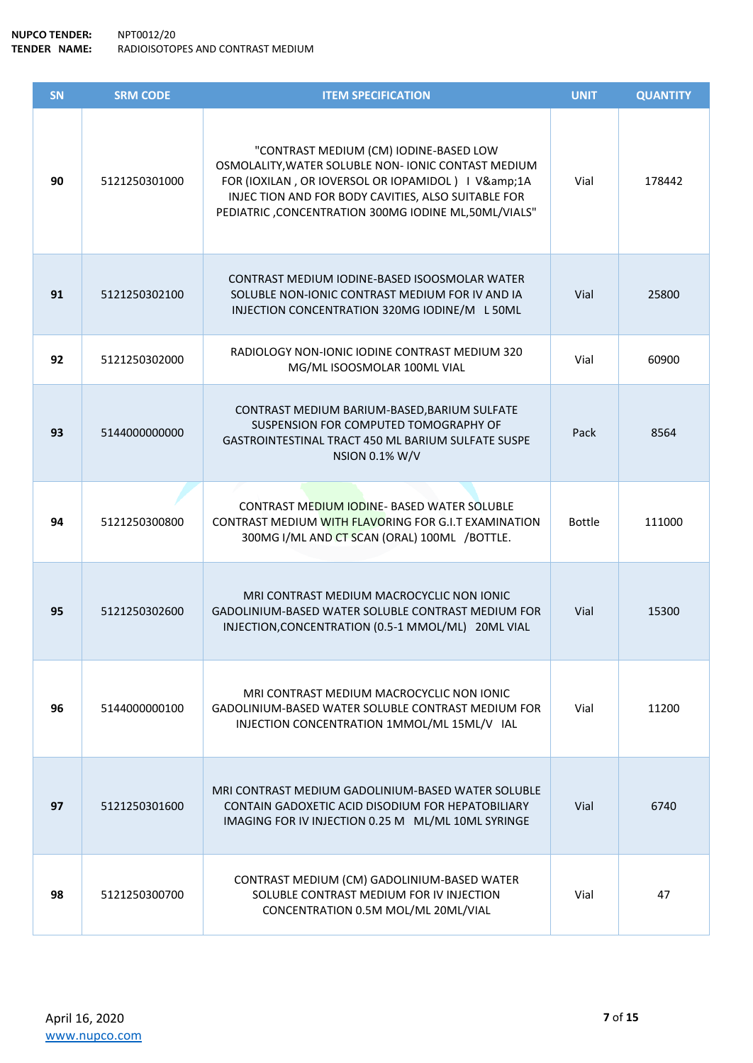**NUPCO TENDER:** NPT0012/20
**TENDER NAME:** RADIOISOTOPES AND CONTRAST MEDIUM

| SN | SRM CODE | ITEM SPECIFICATION | UNIT | QUANTITY |
|---|---|---|---|---|
| 90 | 5121250301000 | "CONTRAST MEDIUM (CM) IODINE-BASED LOW OSMOLALITY,WATER SOLUBLE NON- IONIC CONTAST MEDIUM FOR (IOXILAN , OR IOVERSOL OR IOPAMIDOL ) I V&amp;1A INJEC TION AND FOR BODY CAVITIES, ALSO SUITABLE FOR PEDIATRIC ,CONCENTRATION 300MG IODINE ML,50ML/VIALS" | Vial | 178442 |
| 91 | 5121250302100 | CONTRAST MEDIUM IODINE-BASED ISOOSMOLAR WATER SOLUBLE NON-IONIC CONTRAST MEDIUM FOR IV AND IA INJECTION CONCENTRATION 320MG IODINE/M L 50ML | Vial | 25800 |
| 92 | 5121250302000 | RADIOLOGY NON-IONIC IODINE CONTRAST MEDIUM 320 MG/ML ISOOSMOLAR 100ML VIAL | Vial | 60900 |
| 93 | 5144000000000 | CONTRAST MEDIUM BARIUM-BASED,BARIUM SULFATE SUSPENSION FOR COMPUTED TOMOGRAPHY OF GASTROINTESTINAL TRACT 450 ML BARIUM SULFATE SUSPE NSION 0.1% W/V | Pack | 8564 |
| 94 | 5121250300800 | CONTRAST MEDIUM IODINE- BASED WATER SOLUBLE CONTRAST MEDIUM WITH FLAVORING FOR G.I.T EXAMINATION 300MG I/ML AND CT SCAN (ORAL) 100ML /BOTTLE. | Bottle | 111000 |
| 95 | 5121250302600 | MRI CONTRAST MEDIUM MACROCYCLIC NON IONIC GADOLINIUM-BASED WATER SOLUBLE CONTRAST MEDIUM FOR INJECTION,CONCENTRATION (0.5-1 MMOL/ML) 20ML VIAL | Vial | 15300 |
| 96 | 5144000000100 | MRI CONTRAST MEDIUM MACROCYCLIC NON IONIC GADOLINIUM-BASED WATER SOLUBLE CONTRAST MEDIUM FOR INJECTION CONCENTRATION 1MMOL/ML 15ML/V IAL | Vial | 11200 |
| 97 | 5121250301600 | MRI CONTRAST MEDIUM GADOLINIUM-BASED WATER SOLUBLE CONTAIN GADOXETIC ACID DISODIUM FOR HEPATOBILIARY IMAGING FOR IV INJECTION 0.25 M ML/ML 10ML SYRINGE | Vial | 6740 |
| 98 | 5121250300700 | CONTRAST MEDIUM (CM) GADOLINIUM-BASED WATER SOLUBLE CONTRAST MEDIUM FOR IV INJECTION CONCENTRATION 0.5M MOL/ML 20ML/VIAL | Vial | 47 |

April 16, 2020
www.nupco.com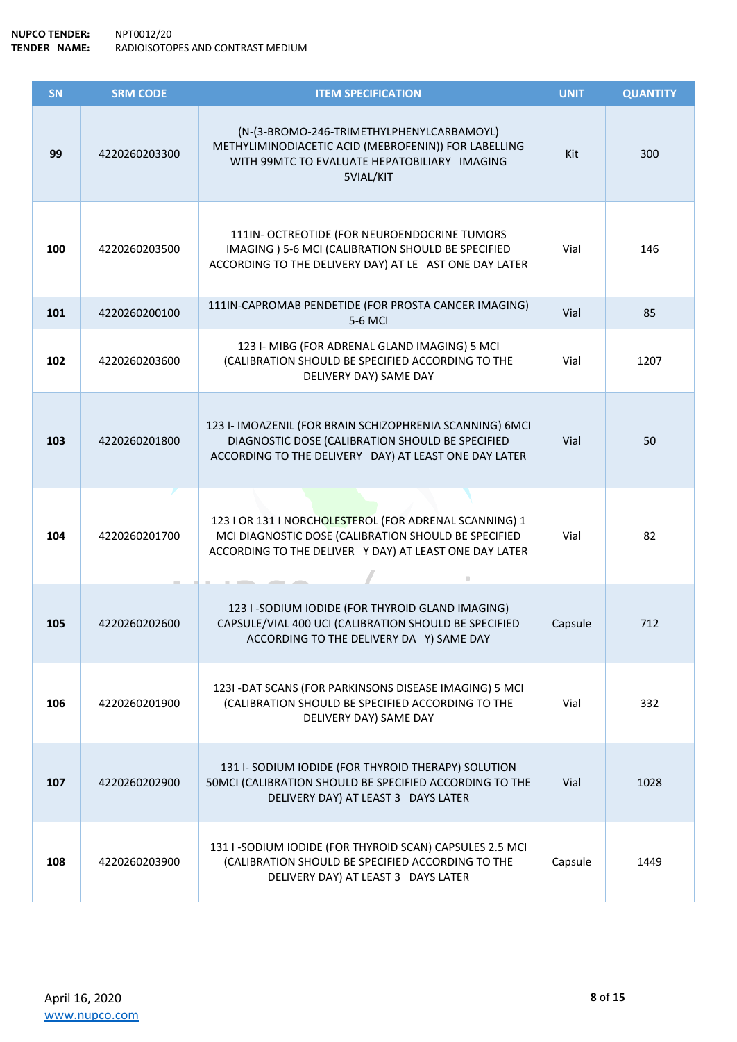**NUPCO TENDER:** NPT0012/20
**TENDER NAME:** RADIOISOTOPES AND CONTRAST MEDIUM

| SN | SRM CODE | ITEM SPECIFICATION | UNIT | QUANTITY |
|---|---|---|---|---|
| 99 | 4220260203300 | (N-(3-BROMO-246-TRIMETHYLPHENYLCARBAMOYL) METHYLIMINODIACETIC ACID (MEBROFENIN)) FOR LABELLING WITH 99MTC TO EVALUATE HEPATOBILIARY IMAGING 5VIAL/KIT | Kit | 300 |
| 100 | 4220260203500 | 111IN- OCTREOTIDE (FOR NEUROENDOCRINE TUMORS IMAGING ) 5-6 MCI (CALIBRATION SHOULD BE SPECIFIED ACCORDING TO THE DELIVERY DAY) AT LE AST ONE DAY LATER | Vial | 146 |
| 101 | 4220260200100 | 111IN-CAPROMAB PENDETIDE (FOR PROSTA CANCER IMAGING) 5-6 MCI | Vial | 85 |
| 102 | 4220260203600 | 123 I- MIBG (FOR ADRENAL GLAND IMAGING) 5 MCI (CALIBRATION SHOULD BE SPECIFIED ACCORDING TO THE DELIVERY DAY) SAME DAY | Vial | 1207 |
| 103 | 4220260201800 | 123 I- IMOAZENIL (FOR BRAIN SCHIZOPHRENIA SCANNING) 6MCI DIAGNOSTIC DOSE (CALIBRATION SHOULD BE SPECIFIED ACCORDING TO THE DELIVERY DAY) AT LEAST ONE DAY LATER | Vial | 50 |
| 104 | 4220260201700 | 123 I OR 131 I NORCHOLESTEROL (FOR ADRENAL SCANNING) 1 MCI DIAGNOSTIC DOSE (CALIBRATION SHOULD BE SPECIFIED ACCORDING TO THE DELIVER Y DAY) AT LEAST ONE DAY LATER | Vial | 82 |
| 105 | 4220260202600 | 123 I -SODIUM IODIDE (FOR THYROID GLAND IMAGING) CAPSULE/VIAL 400 UCI (CALIBRATION SHOULD BE SPECIFIED ACCORDING TO THE DELIVERY DA Y) SAME DAY | Capsule | 712 |
| 106 | 4220260201900 | 123I -DAT SCANS (FOR PARKINSONS DISEASE IMAGING) 5 MCI (CALIBRATION SHOULD BE SPECIFIED ACCORDING TO THE DELIVERY DAY) SAME DAY | Vial | 332 |
| 107 | 4220260202900 | 131 I- SODIUM IODIDE (FOR THYROID THERAPY) SOLUTION 50MCI (CALIBRATION SHOULD BE SPECIFIED ACCORDING TO THE DELIVERY DAY) AT LEAST 3 DAYS LATER | Vial | 1028 |
| 108 | 4220260203900 | 131 I -SODIUM IODIDE (FOR THYROID SCAN) CAPSULES 2.5 MCI (CALIBRATION SHOULD BE SPECIFIED ACCORDING TO THE DELIVERY DAY) AT LEAST 3 DAYS LATER | Capsule | 1449 |

April 16, 2020
www.nupco.com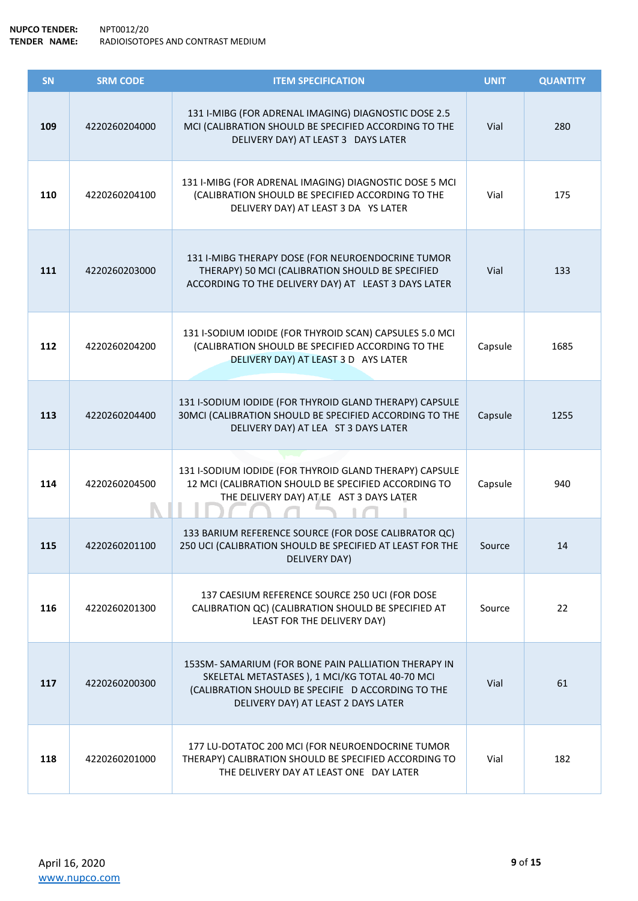**NUPCO TENDER:** NPT0012/20
**TENDER NAME:** RADIOISOTOPES AND CONTRAST MEDIUM

| SN | SRM CODE | ITEM SPECIFICATION | UNIT | QUANTITY |
|---|---|---|---|---|
| 109 | 4220260204000 | 131 I-MIBG (FOR ADRENAL IMAGING) DIAGNOSTIC DOSE 2.5 MCI (CALIBRATION SHOULD BE SPECIFIED ACCORDING TO THE DELIVERY DAY) AT LEAST 3 DAYS LATER | Vial | 280 |
| 110 | 4220260204100 | 131 I-MIBG (FOR ADRENAL IMAGING) DIAGNOSTIC DOSE 5 MCI (CALIBRATION SHOULD BE SPECIFIED ACCORDING TO THE DELIVERY DAY) AT LEAST 3 DAYS LATER | Vial | 175 |
| 111 | 4220260203000 | 131 I-MIBG THERAPY DOSE (FOR NEUROENDOCRINE TUMOR THERAPY) 50 MCI (CALIBRATION SHOULD BE SPECIFIED ACCORDING TO THE DELIVERY DAY) AT LEAST 3 DAYS LATER | Vial | 133 |
| 112 | 4220260204200 | 131 I-SODIUM IODIDE (FOR THYROID SCAN) CAPSULES 5.0 MCI (CALIBRATION SHOULD BE SPECIFIED ACCORDING TO THE DELIVERY DAY) AT LEAST 3 DAYS LATER | Capsule | 1685 |
| 113 | 4220260204400 | 131 I-SODIUM IODIDE (FOR THYROID GLAND THERAPY) CAPSULE 30MCI (CALIBRATION SHOULD BE SPECIFIED ACCORDING TO THE DELIVERY DAY) AT LEAST 3 DAYS LATER | Capsule | 1255 |
| 114 | 4220260204500 | 131 I-SODIUM IODIDE (FOR THYROID GLAND THERAPY) CAPSULE 12 MCI (CALIBRATION SHOULD BE SPECIFIED ACCORDING TO THE DELIVERY DAY) AT LEAST 3 DAYS LATER | Capsule | 940 |
| 115 | 4220260201100 | 133 BARIUM REFERENCE SOURCE (FOR DOSE CALIBRATOR QC) 250 UCI (CALIBRATION SHOULD BE SPECIFIED AT LEAST FOR THE DELIVERY DAY) | Source | 14 |
| 116 | 4220260201300 | 137 CAESIUM REFERENCE SOURCE 250 UCI (FOR DOSE CALIBRATION QC) (CALIBRATION SHOULD BE SPECIFIED AT LEAST FOR THE DELIVERY DAY) | Source | 22 |
| 117 | 4220260200300 | 153SM- SAMARIUM (FOR BONE PAIN PALLIATION THERAPY IN SKELETAL METASTASES ), 1 MCI/KG TOTAL 40-70 MCI (CALIBRATION SHOULD BE SPECIFIED ACCORDING TO THE DELIVERY DAY) AT LEAST 2 DAYS LATER | Vial | 61 |
| 118 | 4220260201000 | 177 LU-DOTATOC 200 MCI (FOR NEUROENDOCRINE TUMOR THERAPY) CALIBRATION SHOULD BE SPECIFIED ACCORDING TO THE DELIVERY DAY AT LEAST ONE DAY LATER | Vial | 182 |

April 16, 2020
www.nupco.com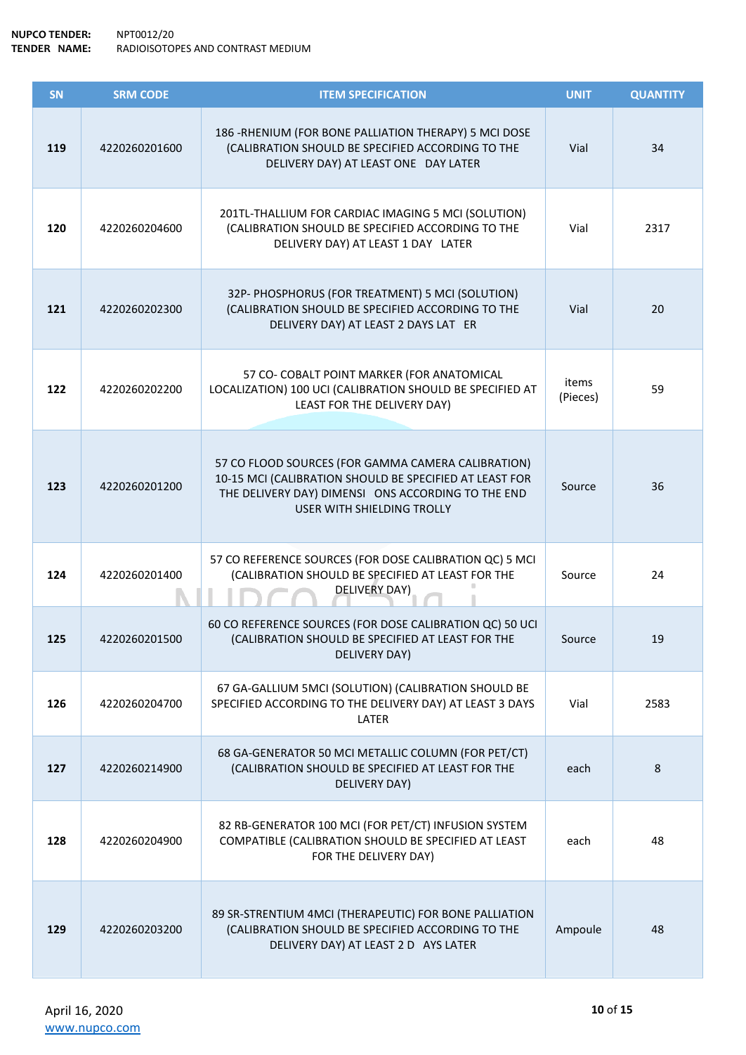**NUPCO TENDER:** NPT0012/20
**TENDER NAME:** RADIOISOTOPES AND CONTRAST MEDIUM

| SN | SRM CODE | ITEM SPECIFICATION | UNIT | QUANTITY |
|---|---|---|---|---|
| 119 | 4220260201600 | 186 -RHENIUM (FOR BONE PALLIATION THERAPY) 5 MCI DOSE (CALIBRATION SHOULD BE SPECIFIED ACCORDING TO THE DELIVERY DAY) AT LEAST ONE DAY LATER | Vial | 34 |
| 120 | 4220260204600 | 201TL-THALLIUM FOR CARDIAC IMAGING 5 MCI (SOLUTION) (CALIBRATION SHOULD BE SPECIFIED ACCORDING TO THE DELIVERY DAY) AT LEAST 1 DAY LATER | Vial | 2317 |
| 121 | 4220260202300 | 32P- PHOSPHORUS (FOR TREATMENT) 5 MCI (SOLUTION) (CALIBRATION SHOULD BE SPECIFIED ACCORDING TO THE DELIVERY DAY) AT LEAST 2 DAYS LAT ER | Vial | 20 |
| 122 | 4220260202200 | 57 CO- COBALT POINT MARKER (FOR ANATOMICAL LOCALIZATION) 100 UCI (CALIBRATION SHOULD BE SPECIFIED AT LEAST FOR THE DELIVERY DAY) | items (Pieces) | 59 |
| 123 | 4220260201200 | 57 CO FLOOD SOURCES (FOR GAMMA CAMERA CALIBRATION) 10-15 MCI (CALIBRATION SHOULD BE SPECIFIED AT LEAST FOR THE DELIVERY DAY) DIMENSI ONS ACCORDING TO THE END USER WITH SHIELDING TROLLY | Source | 36 |
| 124 | 4220260201400 | 57 CO REFERENCE SOURCES (FOR DOSE CALIBRATION QC) 5 MCI (CALIBRATION SHOULD BE SPECIFIED AT LEAST FOR THE DELIVERY DAY) | Source | 24 |
| 125 | 4220260201500 | 60 CO REFERENCE SOURCES (FOR DOSE CALIBRATION QC) 50 UCI (CALIBRATION SHOULD BE SPECIFIED AT LEAST FOR THE DELIVERY DAY) | Source | 19 |
| 126 | 4220260204700 | 67 GA-GALLIUM 5MCI (SOLUTION) (CALIBRATION SHOULD BE SPECIFIED ACCORDING TO THE DELIVERY DAY) AT LEAST 3 DAYS LATER | Vial | 2583 |
| 127 | 4220260214900 | 68 GA-GENERATOR 50 MCI METALLIC COLUMN (FOR PET/CT) (CALIBRATION SHOULD BE SPECIFIED AT LEAST FOR THE DELIVERY DAY) | each | 8 |
| 128 | 4220260204900 | 82 RB-GENERATOR 100 MCI (FOR PET/CT) INFUSION SYSTEM COMPATIBLE (CALIBRATION SHOULD BE SPECIFIED AT LEAST FOR THE DELIVERY DAY) | each | 48 |
| 129 | 4220260203200 | 89 SR-STRENTIUM 4MCI (THERAPEUTIC) FOR BONE PALLIATION (CALIBRATION SHOULD BE SPECIFIED ACCORDING TO THE DELIVERY DAY) AT LEAST 2 D AYS LATER | Ampoule | 48 |

April 16, 2020
www.nupco.com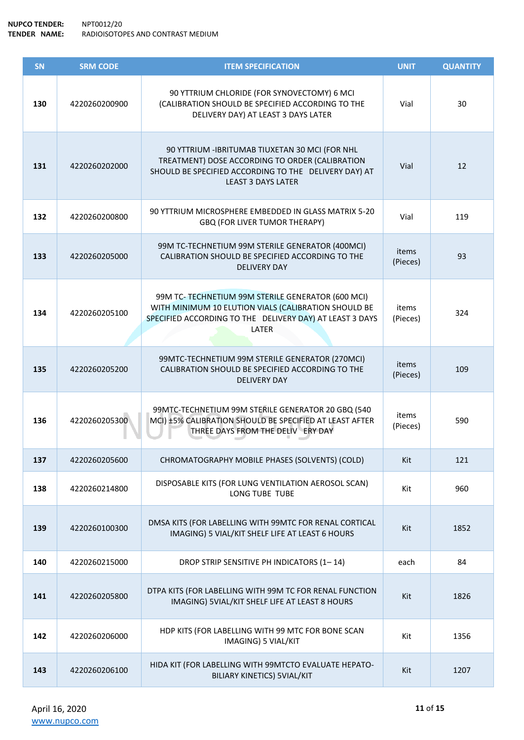**NUPCO TENDER:** NPT0012/20
**TENDER NAME:** RADIOISOTOPES AND CONTRAST MEDIUM

| SN | SRM CODE | ITEM SPECIFICATION | UNIT | QUANTITY |
|---|---|---|---|---|
| 130 | 4220260200900 | 90 YTTRIUM CHLORIDE (FOR SYNOVECTOMY) 6 MCI (CALIBRATION SHOULD BE SPECIFIED ACCORDING TO THE DELIVERY DAY) AT LEAST 3 DAYS LATER | Vial | 30 |
| 131 | 4220260202000 | 90 YTTRIUM -IBRITUMAB TIUXETAN 30 MCI (FOR NHL TREATMENT) DOSE ACCORDING TO ORDER (CALIBRATION SHOULD BE SPECIFIED ACCORDING TO THE DELIVERY DAY) AT LEAST 3 DAYS LATER | Vial | 12 |
| 132 | 4220260200800 | 90 YTTRIUM MICROSPHERE EMBEDDED IN GLASS MATRIX 5-20 GBQ (FOR LIVER TUMOR THERAPY) | Vial | 119 |
| 133 | 4220260205000 | 99M TC-TECHNETIUM 99M STERILE GENERATOR (400MCI) CALIBRATION SHOULD BE SPECIFIED ACCORDING TO THE DELIVERY DAY | items (Pieces) | 93 |
| 134 | 4220260205100 | 99M TC- TECHNETIUM 99M STERILE GENERATOR (600 MCI) WITH MINIMUM 10 ELUTION VIALS (CALIBRATION SHOULD BE SPECIFIED ACCORDING TO THE DELIVERY DAY) AT LEAST 3 DAYS LATER | items (Pieces) | 324 |
| 135 | 4220260205200 | 99MTC-TECHNETIUM 99M STERILE GENERATOR (270MCI) CALIBRATION SHOULD BE SPECIFIED ACCORDING TO THE DELIVERY DAY | items (Pieces) | 109 |
| 136 | 4220260205300 | 99MTC-TECHNETIUM 99M STERILE GENERATOR 20 GBQ (540 MCI) ±5% CALIBRATION SHOULD BE SPECIFIED AT LEAST AFTER THREE DAYS FROM THE DELIV ERY DAY | items (Pieces) | 590 |
| 137 | 4220260205600 | CHROMATOGRAPHY MOBILE PHASES (SOLVENTS) (COLD) | Kit | 121 |
| 138 | 4220260214800 | DISPOSABLE KITS (FOR LUNG VENTILATION AEROSOL SCAN) LONG TUBE TUBE | Kit | 960 |
| 139 | 4220260100300 | DMSA KITS (FOR LABELLING WITH 99MTC FOR RENAL CORTICAL IMAGING) 5 VIAL/KIT SHELF LIFE AT LEAST 6 HOURS | Kit | 1852 |
| 140 | 4220260215000 | DROP STRIP SENSITIVE PH INDICATORS (1– 14) | each | 84 |
| 141 | 4220260205800 | DTPA KITS (FOR LABELLING WITH 99M TC FOR RENAL FUNCTION IMAGING) 5VIAL/KIT SHELF LIFE AT LEAST 8 HOURS | Kit | 1826 |
| 142 | 4220260206000 | HDP KITS (FOR LABELLING WITH 99 MTC FOR BONE SCAN IMAGING) 5 VIAL/KIT | Kit | 1356 |
| 143 | 4220260206100 | HIDA KIT (FOR LABELLING WITH 99MTCTO EVALUATE HEPATO-BILIARY KINETICS) 5VIAL/KIT | Kit | 1207 |

April 16, 2020
www.nupco.com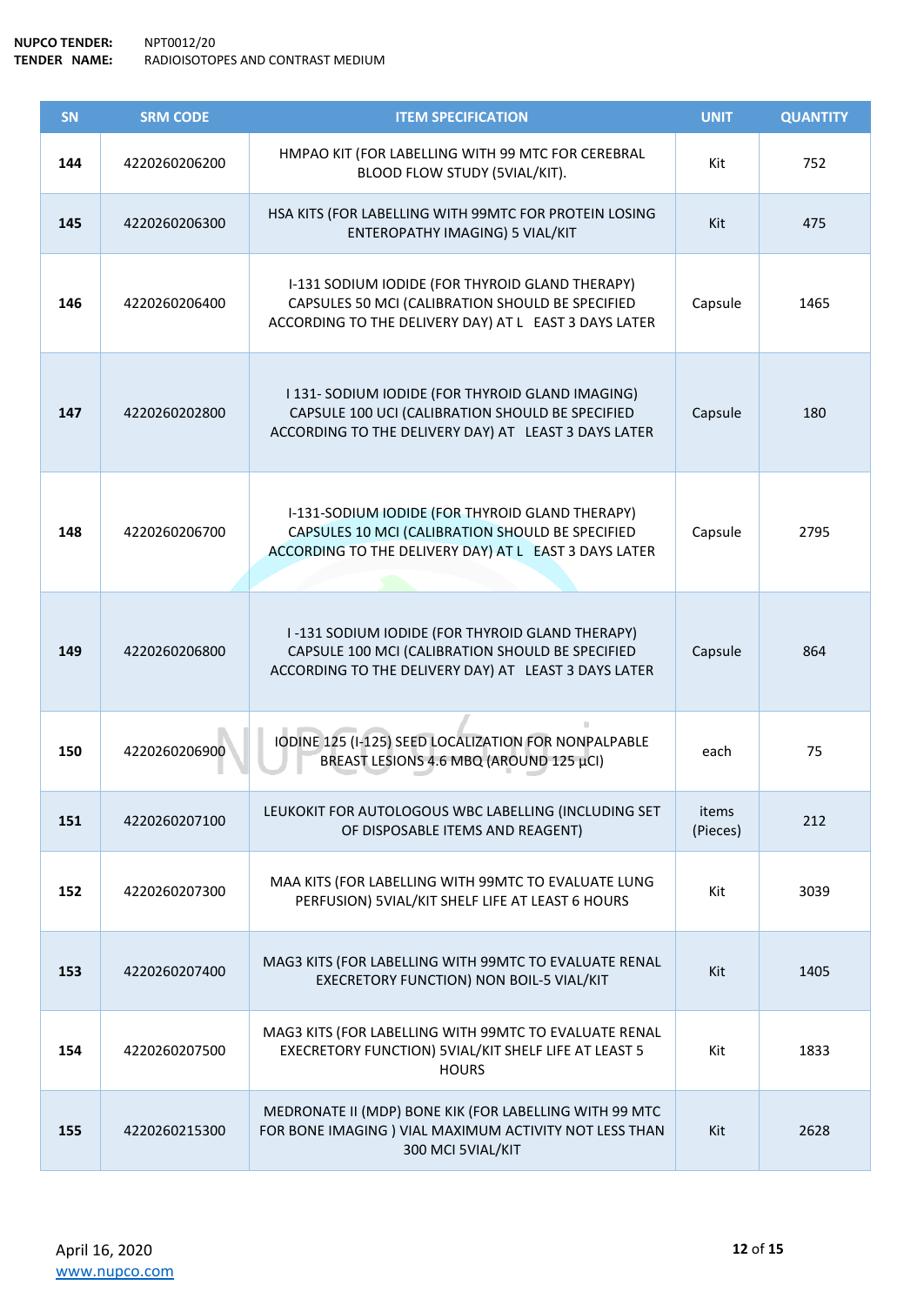**NUPCO TENDER:** NPT0012/20
**TENDER NAME:** RADIOISOTOPES AND CONTRAST MEDIUM

| SN | SRM CODE | ITEM SPECIFICATION | UNIT | QUANTITY |
|---|---|---|---|---|
| 144 | 4220260206200 | HMPAO KIT (FOR LABELLING WITH 99 MTC FOR CEREBRAL BLOOD FLOW STUDY (5VIAL/KIT). | Kit | 752 |
| 145 | 4220260206300 | HSA KITS (FOR LABELLING WITH 99MTC FOR PROTEIN LOSING ENTEROPATHY IMAGING) 5 VIAL/KIT | Kit | 475 |
| 146 | 4220260206400 | I-131 SODIUM IODIDE (FOR THYROID GLAND THERAPY) CAPSULES 50 MCI (CALIBRATION SHOULD BE SPECIFIED ACCORDING TO THE DELIVERY DAY) AT L EAST 3 DAYS LATER | Capsule | 1465 |
| 147 | 4220260202800 | I 131- SODIUM IODIDE (FOR THYROID GLAND IMAGING) CAPSULE 100 UCI (CALIBRATION SHOULD BE SPECIFIED ACCORDING TO THE DELIVERY DAY) AT LEAST 3 DAYS LATER | Capsule | 180 |
| 148 | 4220260206700 | I-131-SODIUM IODIDE (FOR THYROID GLAND THERAPY) CAPSULES 10 MCI (CALIBRATION SHOULD BE SPECIFIED ACCORDING TO THE DELIVERY DAY) AT L EAST 3 DAYS LATER | Capsule | 2795 |
| 149 | 4220260206800 | I -131 SODIUM IODIDE (FOR THYROID GLAND THERAPY) CAPSULE 100 MCI (CALIBRATION SHOULD BE SPECIFIED ACCORDING TO THE DELIVERY DAY) AT LEAST 3 DAYS LATER | Capsule | 864 |
| 150 | 4220260206900 | IODINE 125 (I-125) SEED LOCALIZATION FOR NONPALPABLE BREAST LESIONS 4.6 MBQ (AROUND 125 µCI) | each | 75 |
| 151 | 4220260207100 | LEUKOKIT FOR AUTOLOGOUS WBC LABELLING (INCLUDING SET OF DISPOSABLE ITEMS AND REAGENT) | items (Pieces) | 212 |
| 152 | 4220260207300 | MAA KITS (FOR LABELLING WITH 99MTC TO EVALUATE LUNG PERFUSION) 5VIAL/KIT SHELF LIFE AT LEAST 6 HOURS | Kit | 3039 |
| 153 | 4220260207400 | MAG3 KITS (FOR LABELLING WITH 99MTC TO EVALUATE RENAL EXECRETORY FUNCTION) NON BOIL-5 VIAL/KIT | Kit | 1405 |
| 154 | 4220260207500 | MAG3 KITS (FOR LABELLING WITH 99MTC TO EVALUATE RENAL EXECRETORY FUNCTION) 5VIAL/KIT SHELF LIFE AT LEAST 5 HOURS | Kit | 1833 |
| 155 | 4220260215300 | MEDRONATE II (MDP) BONE KIK (FOR LABELLING WITH 99 MTC FOR BONE IMAGING ) VIAL MAXIMUM ACTIVITY NOT LESS THAN 300 MCI 5VIAL/KIT | Kit | 2628 |

April 16, 2020
www.nupco.com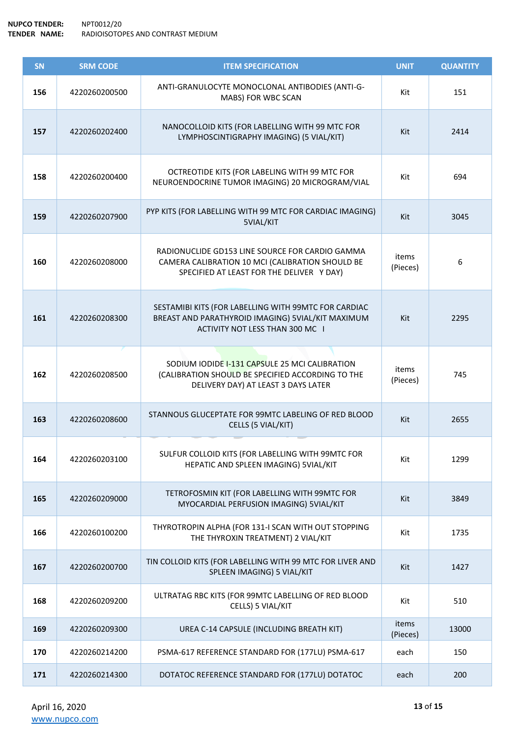**NUPCO TENDER:** NPT0012/20
**TENDER NAME:** RADIOISOTOPES AND CONTRAST MEDIUM

| SN | SRM CODE | ITEM SPECIFICATION | UNIT | QUANTITY |
|---|---|---|---|---|
| 156 | 4220260200500 | ANTI-GRANULOCYTE MONOCLONAL ANTIBODIES (ANTI-G-MABS) FOR WBC SCAN | Kit | 151 |
| 157 | 4220260202400 | NANOCOLLOID KITS (FOR LABELLING WITH 99 MTC FOR LYMPHOSCINTIGRAPHY IMAGING) (5 VIAL/KIT) | Kit | 2414 |
| 158 | 4220260200400 | OCTREOTIDE KITS (FOR LABELING WITH 99 MTC FOR NEUROENDOCRINE TUMOR IMAGING) 20 MICROGRAM/VIAL | Kit | 694 |
| 159 | 4220260207900 | PYP KITS (FOR LABELLING WITH 99 MTC FOR CARDIAC IMAGING) 5VIAL/KIT | Kit | 3045 |
| 160 | 4220260208000 | RADIONUCLIDE GD153 LINE SOURCE FOR CARDIO GAMMA CAMERA CALIBRATION 10 MCI (CALIBRATION SHOULD BE SPECIFIED AT LEAST FOR THE DELIVER Y DAY) | items (Pieces) | 6 |
| 161 | 4220260208300 | SESTAMIBI KITS (FOR LABELLING WITH 99MTC FOR CARDIAC BREAST AND PARATHYROID IMAGING) 5VIAL/KIT MAXIMUM ACTIVITY NOT LESS THAN 300 MC I | Kit | 2295 |
| 162 | 4220260208500 | SODIUM IODIDE I-131 CAPSULE 25 MCI CALIBRATION (CALIBRATION SHOULD BE SPECIFIED ACCORDING TO THE DELIVERY DAY) AT LEAST 3 DAYS LATER | items (Pieces) | 745 |
| 163 | 4220260208600 | STANNOUS GLUCEPTATE FOR 99MTC LABELING OF RED BLOOD CELLS (5 VIAL/KIT) | Kit | 2655 |
| 164 | 4220260203100 | SULFUR COLLOID KITS (FOR LABELLING WITH 99MTC FOR HEPATIC AND SPLEEN IMAGING) 5VIAL/KIT | Kit | 1299 |
| 165 | 4220260209000 | TETROFOSMIN KIT (FOR LABELLING WITH 99MTC FOR MYOCARDIAL PERFUSION IMAGING) 5VIAL/KIT | Kit | 3849 |
| 166 | 4220260100200 | THYROTROPIN ALPHA (FOR 131-I SCAN WITH OUT STOPPING THE THYROXIN TREATMENT) 2 VIAL/KIT | Kit | 1735 |
| 167 | 4220260200700 | TIN COLLOID KITS (FOR LABELLING WITH 99 MTC FOR LIVER AND SPLEEN IMAGING) 5 VIAL/KIT | Kit | 1427 |
| 168 | 4220260209200 | ULTRATAG RBC KITS (FOR 99MTC LABELLING OF RED BLOOD CELLS) 5 VIAL/KIT | Kit | 510 |
| 169 | 4220260209300 | UREA C-14 CAPSULE (INCLUDING BREATH KIT) | items (Pieces) | 13000 |
| 170 | 4220260214200 | PSMA-617 REFERENCE STANDARD FOR (177LU) PSMA-617 | each | 150 |
| 171 | 4220260214300 | DOTATOC REFERENCE STANDARD FOR (177LU) DOTATOC | each | 200 |

April 16, 2020
www.nupco.com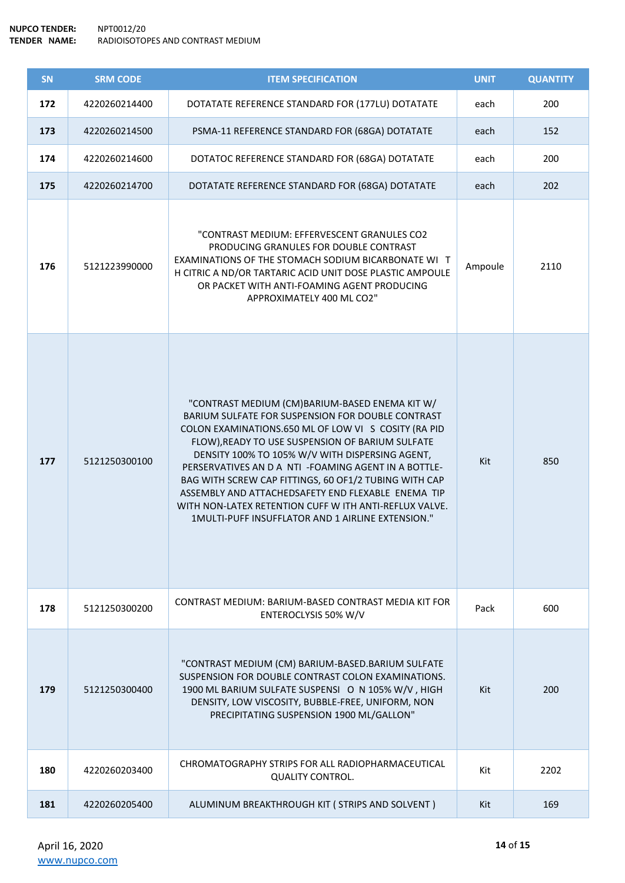**NUPCO TENDER:** NPT0012/20
**TENDER NAME:** RADIOISOTOPES AND CONTRAST MEDIUM

| SN | SRM CODE | ITEM SPECIFICATION | UNIT | QUANTITY |
|---|---|---|---|---|
| 172 | 4220260214400 | DOTATATE REFERENCE STANDARD FOR (177LU) DOTATATE | each | 200 |
| 173 | 4220260214500 | PSMA-11 REFERENCE STANDARD FOR (68GA) DOTATATE | each | 152 |
| 174 | 4220260214600 | DOTATOC REFERENCE STANDARD FOR (68GA) DOTATATE | each | 200 |
| 175 | 4220260214700 | DOTATATE REFERENCE STANDARD FOR (68GA) DOTATATE | each | 202 |
| 176 | 5121223990000 | "CONTRAST MEDIUM: EFFERVESCENT GRANULES CO2 PRODUCING GRANULES FOR DOUBLE CONTRAST EXAMINATIONS OF THE STOMACH SODIUM BICARBONATE WI T H CITRIC A ND/OR TARTARIC ACID UNIT DOSE PLASTIC AMPOULE OR PACKET WITH ANTI-FOAMING AGENT PRODUCING APPROXIMATELY 400 ML CO2" | Ampoule | 2110 |
| 177 | 5121250300100 | "CONTRAST MEDIUM (CM)BARIUM-BASED ENEMA KIT W/ BARIUM SULFATE FOR SUSPENSION FOR DOUBLE CONTRAST COLON EXAMINATIONS.650 ML OF LOW VI S COSITY (RA PID FLOW),READY TO USE SUSPENSION OF BARIUM SULFATE DENSITY 100% TO 105% W/V WITH DISPERSING AGENT, PERSERVATIVES AN D A NTI -FOAMING AGENT IN A BOTTLE-BAG WITH SCREW CAP FITTINGS, 60 OF1/2 TUBING WITH CAP ASSEMBLY AND ATTACHEDSAFETY END FLEXABLE ENEMA TIP WITH NON-LATEX RETENTION CUFF W ITH ANTI-REFLUX VALVE. 1MULTI-PUFF INSUFFLATOR AND 1 AIRLINE EXTENSION." | Kit | 850 |
| 178 | 5121250300200 | CONTRAST MEDIUM: BARIUM-BASED CONTRAST MEDIA KIT FOR ENTEROCLYSIS 50% W/V | Pack | 600 |
| 179 | 5121250300400 | "CONTRAST MEDIUM (CM) BARIUM-BASED.BARIUM SULFATE SUSPENSION FOR DOUBLE CONTRAST COLON EXAMINATIONS. 1900 ML BARIUM SULFATE SUSPENSI O N 105% W/V , HIGH DENSITY, LOW VISCOSITY, BUBBLE-FREE, UNIFORM, NON PRECIPITATING SUSPENSION 1900 ML/GALLON" | Kit | 200 |
| 180 | 4220260203400 | CHROMATOGRAPHY STRIPS FOR ALL RADIOPHARMACEUTICAL QUALITY CONTROL. | Kit | 2202 |
| 181 | 4220260205400 | ALUMINUM BREAKTHROUGH KIT ( STRIPS AND SOLVENT ) | Kit | 169 |

April 16, 2020
www.nupco.com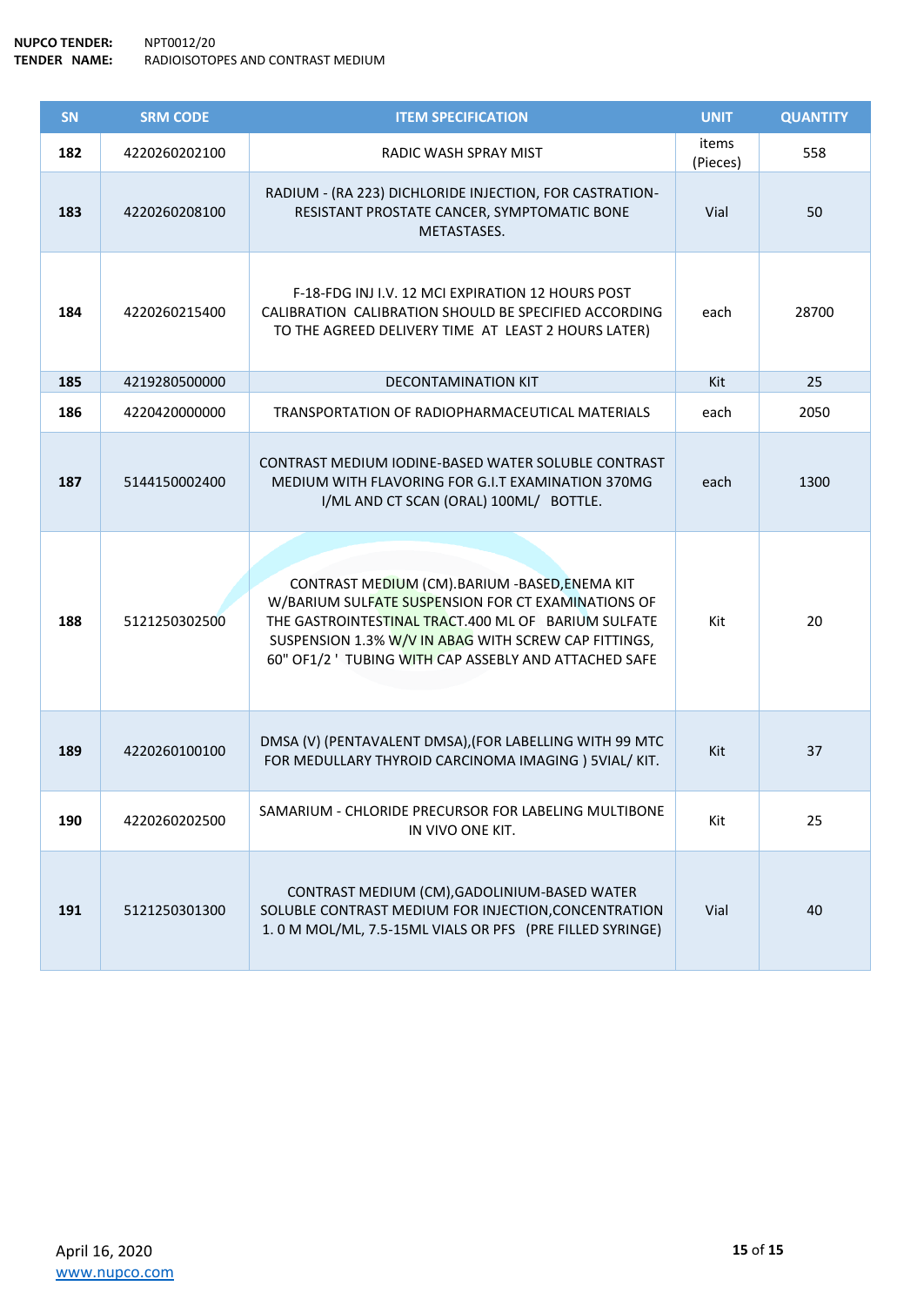**NUPCO TENDER:** NPT0012/20
**TENDER NAME:** RADIOISOTOPES AND CONTRAST MEDIUM

| SN | SRM CODE | ITEM SPECIFICATION | UNIT | QUANTITY |
|---|---|---|---|---|
| 182 | 4220260202100 | RADIC WASH SPRAY MIST | items (Pieces) | 558 |
| 183 | 4220260208100 | RADIUM - (RA 223) DICHLORIDE INJECTION, FOR CASTRATION-RESISTANT PROSTATE CANCER, SYMPTOMATIC BONE METASTASES. | Vial | 50 |
| 184 | 4220260215400 | F-18-FDG INJ I.V. 12 MCI EXPIRATION 12 HOURS POST CALIBRATION CALIBRATION SHOULD BE SPECIFIED ACCORDING TO THE AGREED DELIVERY TIME AT LEAST 2 HOURS LATER) | each | 28700 |
| 185 | 4219280500000 | DECONTAMINATION KIT | Kit | 25 |
| 186 | 4220420000000 | TRANSPORTATION OF RADIOPHARMACEUTICAL MATERIALS | each | 2050 |
| 187 | 5144150002400 | CONTRAST MEDIUM IODINE-BASED WATER SOLUBLE CONTRAST MEDIUM WITH FLAVORING FOR G.I.T EXAMINATION 370MG I/ML AND CT SCAN (ORAL) 100ML/ BOTTLE. | each | 1300 |
| 188 | 5121250302500 | CONTRAST MEDIUM (CM).BARIUM -BASED,ENEMA KIT W/BARIUM SULFATE SUSPENSION FOR CT EXAMINATIONS OF THE GASTROINTESTINAL TRACT.400 ML OF BARIUM SULFATE SUSPENSION 1.3% W/V IN ABAG WITH SCREW CAP FITTINGS, 60" OF1/2 ' TUBING WITH CAP ASSEBLY AND ATTACHED SAFE | Kit | 20 |
| 189 | 4220260100100 | DMSA (V) (PENTAVALENT DMSA),(FOR LABELLING WITH 99 MTC FOR MEDULLARY THYROID CARCINOMA IMAGING ) 5VIAL/ KIT. | Kit | 37 |
| 190 | 4220260202500 | SAMARIUM - CHLORIDE PRECURSOR FOR LABELING MULTIBONE IN VIVO ONE KIT. | Kit | 25 |
| 191 | 5121250301300 | CONTRAST MEDIUM (CM),GADOLINIUM-BASED WATER SOLUBLE CONTRAST MEDIUM FOR INJECTION,CONCENTRATION 1. 0 M MOL/ML, 7.5-15ML VIALS OR PFS (PRE FILLED SYRINGE) | Vial | 40 |

April 16, 2020
www.nupco.com